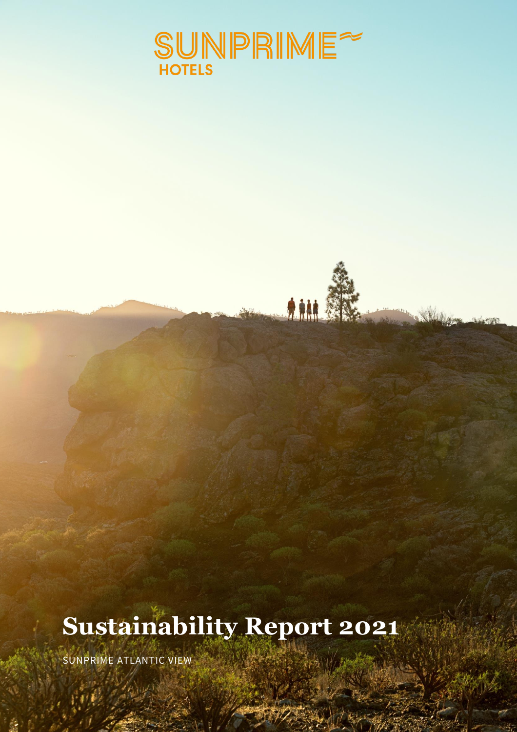SUNPRIME HOTELS

# Sustainability Report 2021

SUNPRIME ATLANTIC VIEW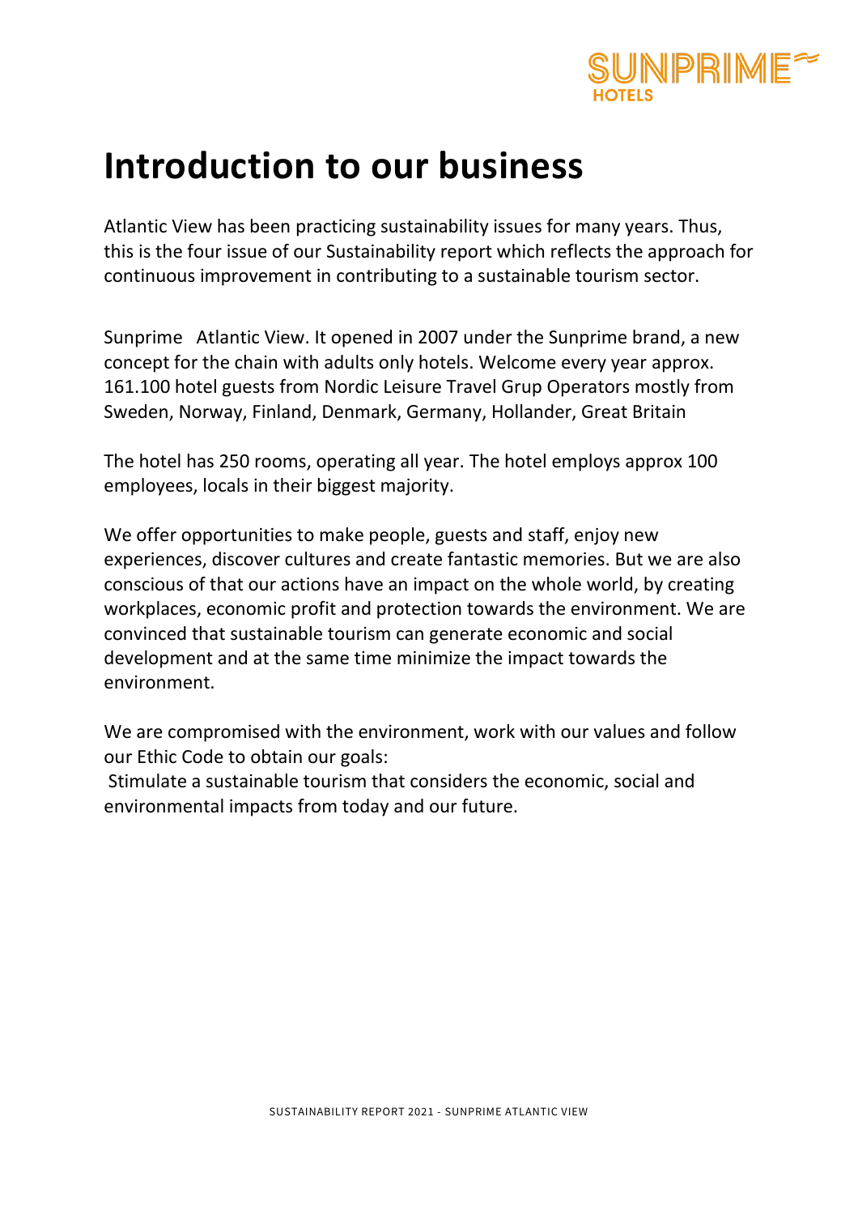# Introduction to our business

Atlantic View has been practicing sustainability issues for many years. Thus, this is the four issue of our Sustainability report which reflects the approach for continuous improvement in contributing to a sustainable tourism sector.

Sunprime Atlantic View. It opened in 2007 under the Sunprime brand, a new concept for the chain with adults only hotels. Welcome every year approx. 161.100 hotel guests from Nordic Leisure Travel Grup Operators mostly from Sweden, Norway, Finland, Denmark, Germany, Hollander, Great Britain

The hotel has 250 rooms, operating all year. The hotel employs approx 100 employees, locals in their biggest majority.

We offer opportunities to make people, guests and staff, enjoy new experiences, discover cultures and create fantastic memories. But we are also conscious of that our actions have an impact on the whole world, by creating workplaces, economic profit and protection towards the environment. We are convinced that sustainable tourism can generate economic and social development and at the same time minimize the impact towards the environment.

We are compromised with the environment, work with our values and follow our Ethic Code to obtain our goals:
Stimulate a sustainable tourism that considers the economic, social and environmental impacts from today and our future.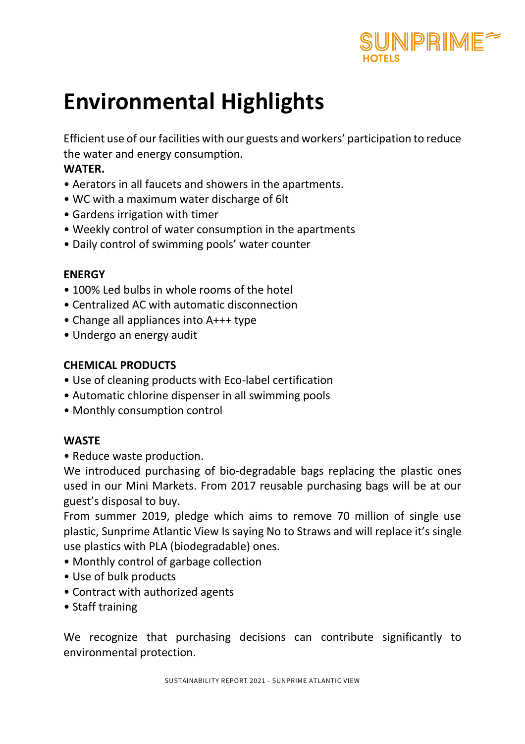# Environmental Highlights

Efficient use of our facilities with our guests and workers' participation to reduce the water and energy consumption.

**WATER.**

- Aerators in all faucets and showers in the apartments.
- WC with a maximum water discharge of 6lt
- Gardens irrigation with timer
- Weekly control of water consumption in the apartments
- Daily control of swimming pools' water counter

**ENERGY**

- 100% Led bulbs in whole rooms of the hotel
- Centralized AC with automatic disconnection
- Change all appliances into A+++ type
- Undergo an energy audit

**CHEMICAL PRODUCTS**

- Use of cleaning products with Eco-label certification
- Automatic chlorine dispenser in all swimming pools
- Monthly consumption control

**WASTE**

- Reduce waste production.

We introduced purchasing of bio-degradable bags replacing the plastic ones used in our Mini Markets. From 2017 reusable purchasing bags will be at our guest's disposal to buy.

From summer 2019, pledge which aims to remove 70 million of single use plastic, Sunprime Atlantic View Is saying No to Straws and will replace it's single use plastics with PLA (biodegradable) ones.

- Monthly control of garbage collection
- Use of bulk products
- Contract with authorized agents
- Staff training

We recognize that purchasing decisions can contribute significantly to environmental protection.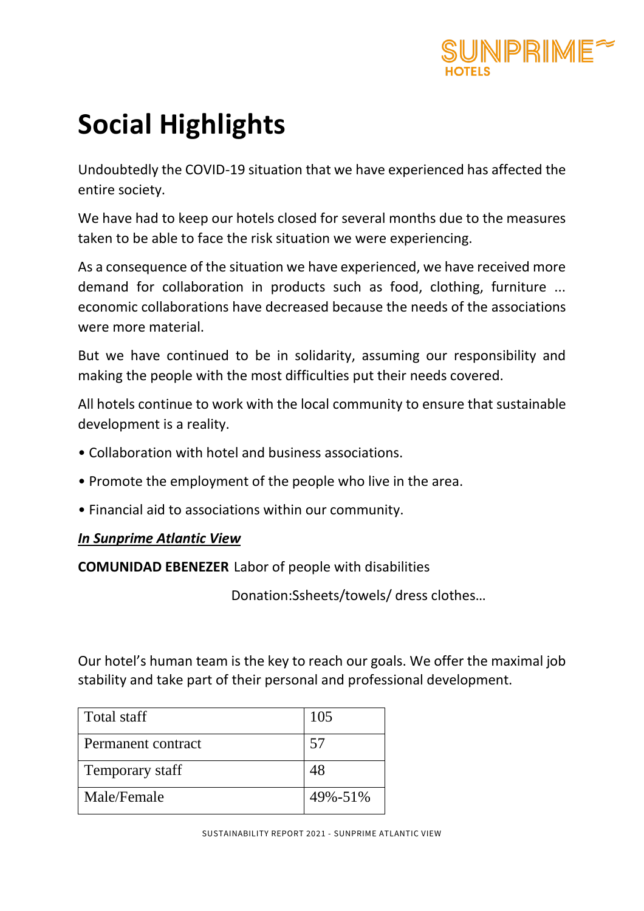# Social Highlights

Undoubtedly the COVID-19 situation that we have experienced has affected the entire society.

We have had to keep our hotels closed for several months due to the measures taken to be able to face the risk situation we were experiencing.

As a consequence of the situation we have experienced, we have received more demand for collaboration in products such as food, clothing, furniture ... economic collaborations have decreased because the needs of the associations were more material.

But we have continued to be in solidarity, assuming our responsibility and making the people with the most difficulties put their needs covered.

All hotels continue to work with the local community to ensure that sustainable development is a reality.

• Collaboration with hotel and business associations.

• Promote the employment of the people who live in the area.

• Financial aid to associations within our community.

***In Sunprime Atlantic View***

**COMUNIDAD EBENEZER** Labor of people with disabilities

Donation:Ssheets/towels/ dress clothes…

Our hotel's human team is the key to reach our goals. We offer the maximal job stability and take part of their personal and professional development.

| Total staff | 105 |
|---|---|
| Permanent contract | 57 |
| Temporary staff | 48 |
| Male/Female | 49%-51% |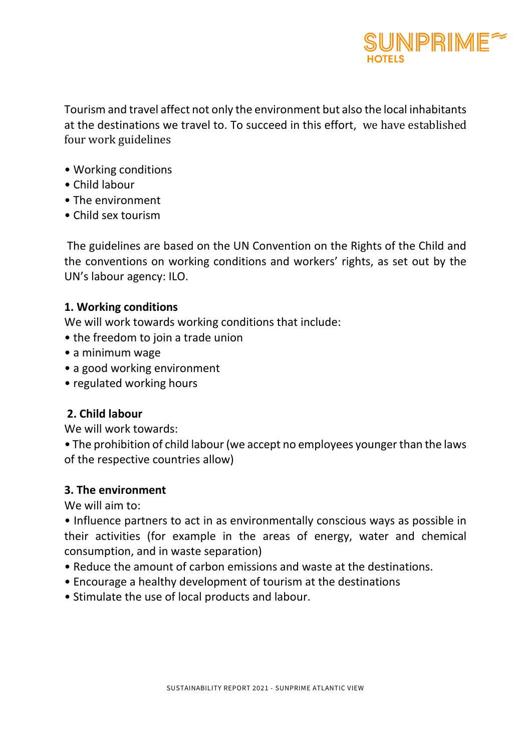Tourism and travel affect not only the environment but also the local inhabitants at the destinations we travel to. To succeed in this effort, we have established four work guidelines

- Working conditions
- Child labour
- The environment
- Child sex tourism

The guidelines are based on the UN Convention on the Rights of the Child and the conventions on working conditions and workers' rights, as set out by the UN's labour agency: ILO.

**1. Working conditions**

We will work towards working conditions that include:

- the freedom to join a trade union
- a minimum wage
- a good working environment
- regulated working hours

**2. Child labour**

We will work towards:

- The prohibition of child labour (we accept no employees younger than the laws of the respective countries allow)

**3. The environment**

We will aim to:

- Influence partners to act in as environmentally conscious ways as possible in their activities (for example in the areas of energy, water and chemical consumption, and in waste separation)
- Reduce the amount of carbon emissions and waste at the destinations.
- Encourage a healthy development of tourism at the destinations
- Stimulate the use of local products and labour.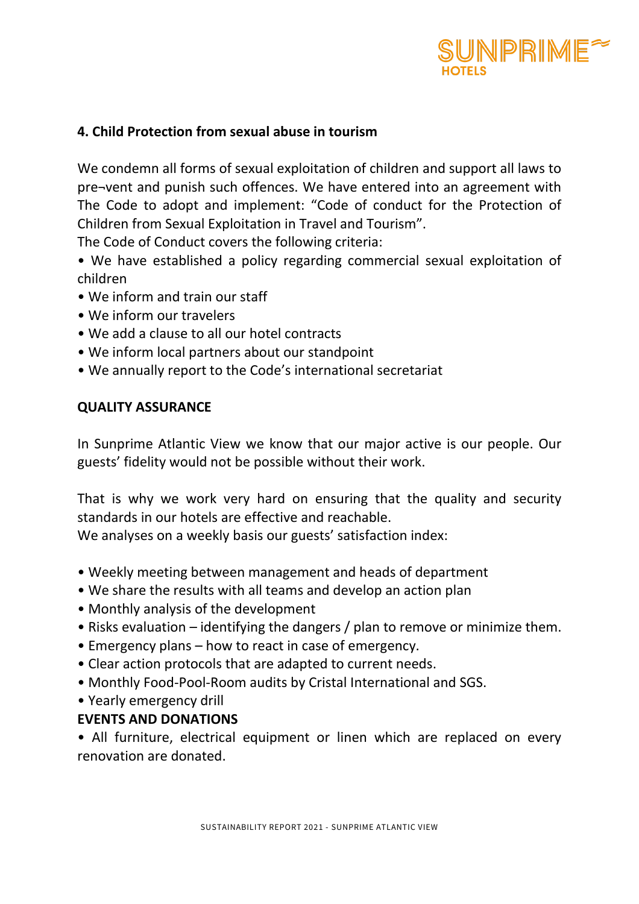### 4. Child Protection from sexual abuse in tourism

We condemn all forms of sexual exploitation of children and support all laws to pre¬vent and punish such offences. We have entered into an agreement with The Code to adopt and implement: "Code of conduct for the Protection of Children from Sexual Exploitation in Travel and Tourism".
The Code of Conduct covers the following criteria:

- We have established a policy regarding commercial sexual exploitation of children
- We inform and train our staff
- We inform our travelers
- We add a clause to all our hotel contracts
- We inform local partners about our standpoint
- We annually report to the Code's international secretariat

## QUALITY ASSURANCE

In Sunprime Atlantic View we know that our major active is our people. Our guests' fidelity would not be possible without their work.

That is why we work very hard on ensuring that the quality and security standards in our hotels are effective and reachable.
We analyses on a weekly basis our guests' satisfaction index:

- Weekly meeting between management and heads of department
- We share the results with all teams and develop an action plan
- Monthly analysis of the development
- Risks evaluation – identifying the dangers / plan to remove or minimize them.
- Emergency plans – how to react in case of emergency.
- Clear action protocols that are adapted to current needs.
- Monthly Food-Pool-Room audits by Cristal International and SGS.
- Yearly emergency drill

## EVENTS AND DONATIONS

- All furniture, electrical equipment or linen which are replaced on every renovation are donated.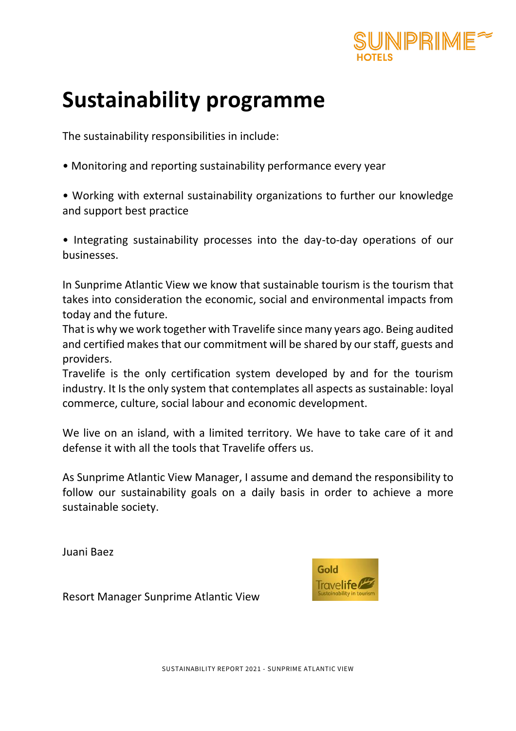# Sustainability programme

The sustainability responsibilities in include:

• Monitoring and reporting sustainability performance every year

• Working with external sustainability organizations to further our knowledge and support best practice

• Integrating sustainability processes into the day-to-day operations of our businesses.

In Sunprime Atlantic View we know that sustainable tourism is the tourism that takes into consideration the economic, social and environmental impacts from today and the future.
That is why we work together with Travelife since many years ago. Being audited and certified makes that our commitment will be shared by our staff, guests and providers.
Travelife is the only certification system developed by and for the tourism industry. It Is the only system that contemplates all aspects as sustainable: loyal commerce, culture, social labour and economic development.

We live on an island, with a limited territory. We have to take care of it and defense it with all the tools that Travelife offers us.

As Sunprime Atlantic View Manager, I assume and demand the responsibility to follow our sustainability goals on a daily basis in order to achieve a more sustainable society.

Juani Baez

Resort Manager Sunprime Atlantic View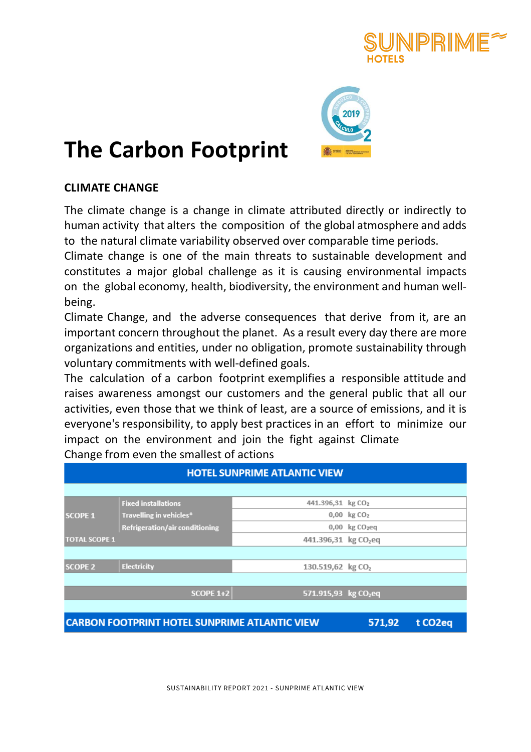# The Carbon Footprint

## CLIMATE CHANGE

The climate change is a change in climate attributed directly or indirectly to human activity that alters the composition of the global atmosphere and adds to the natural climate variability observed over comparable time periods.
Climate change is one of the main threats to sustainable development and constitutes a major global challenge as it is causing environmental impacts on the global economy, health, biodiversity, the environment and human well-being.
Climate Change, and the adverse consequences that derive from it, are an important concern throughout the planet. As a result every day there are more organizations and entities, under no obligation, promote sustainability through voluntary commitments with well-defined goals.
The calculation of a carbon footprint exemplifies a responsible attitude and raises awareness amongst our customers and the general public that all our activities, even those that we think of least, are a source of emissions, and it is everyone's responsibility, to apply best practices in an effort to minimize our impact on the environment and join the fight against Climate Change from even the smallest of actions

| HOTEL SUNPRIME ATLANTIC VIEW | | | |
|---|---|---|---|
| SCOPE 1 | Fixed installations | 441.396,31 | kg $CO_2$ |
| | Travelling in vehicles* | 0,00 | kg $CO_2$ |
| | Refrigeration/air conditioning | 0,00 | kg $CO_2eq$ |
| TOTAL SCOPE 1 | | 441.396,31 | kg $CO_2eq$ |
| SCOPE 2 | Electricity | 130.519,62 | kg $CO_2$ |
| | SCOPE 1+2 | 571.915,93 | kg $CO_2eq$ |
| CARBON FOOTPRINT HOTEL SUNPRIME ATLANTIC VIEW | | 571,92 | t CO2eq |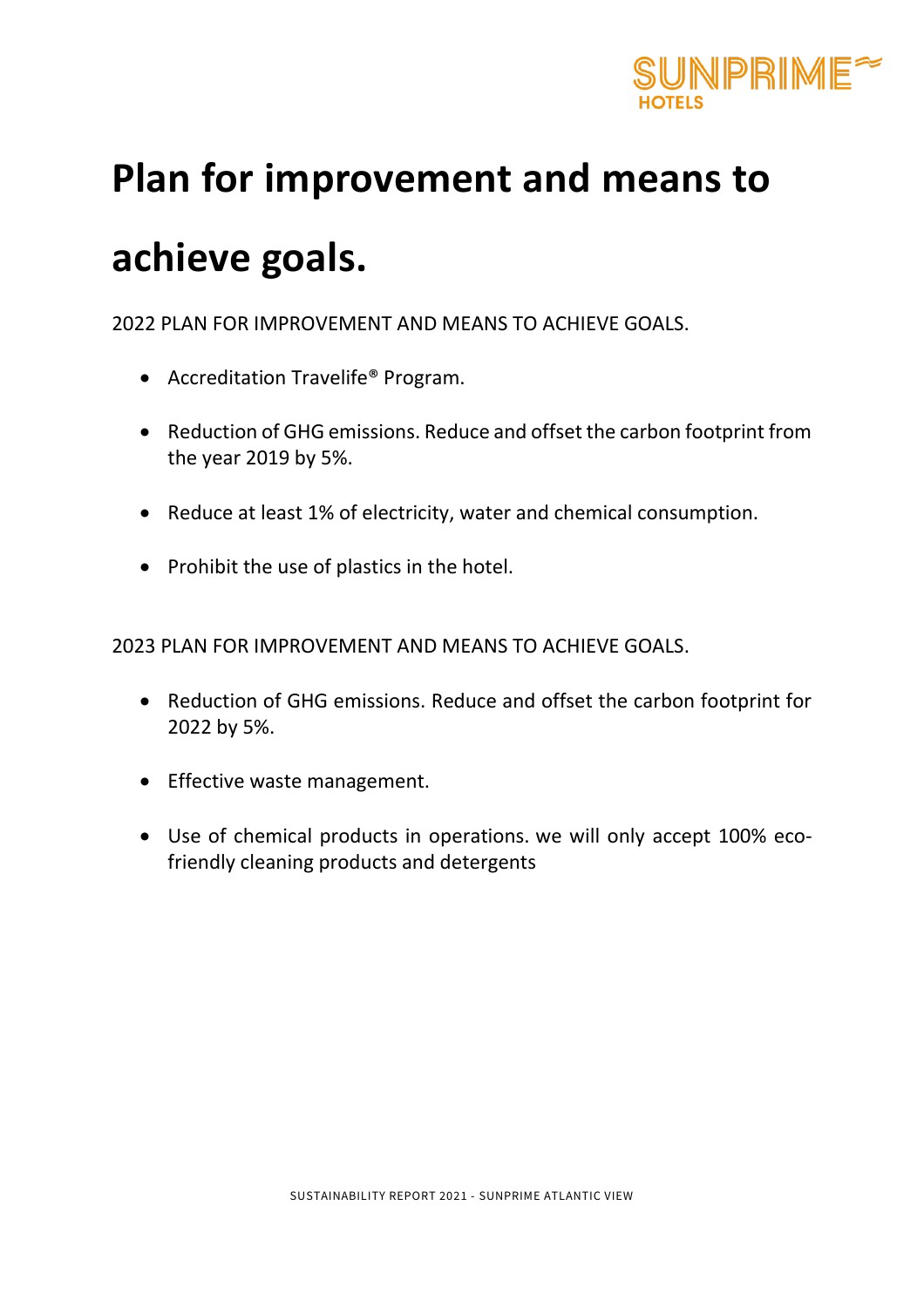# Plan for improvement and means to achieve goals.

2022 PLAN FOR IMPROVEMENT AND MEANS TO ACHIEVE GOALS.

- Accreditation Travelife® Program.
- Reduction of GHG emissions. Reduce and offset the carbon footprint from the year 2019 by 5%.
- Reduce at least 1% of electricity, water and chemical consumption.
- Prohibit the use of plastics in the hotel.

2023 PLAN FOR IMPROVEMENT AND MEANS TO ACHIEVE GOALS.

- Reduction of GHG emissions. Reduce and offset the carbon footprint for 2022 by 5%.
- Effective waste management.
- Use of chemical products in operations. we will only accept 100% eco-friendly cleaning products and detergents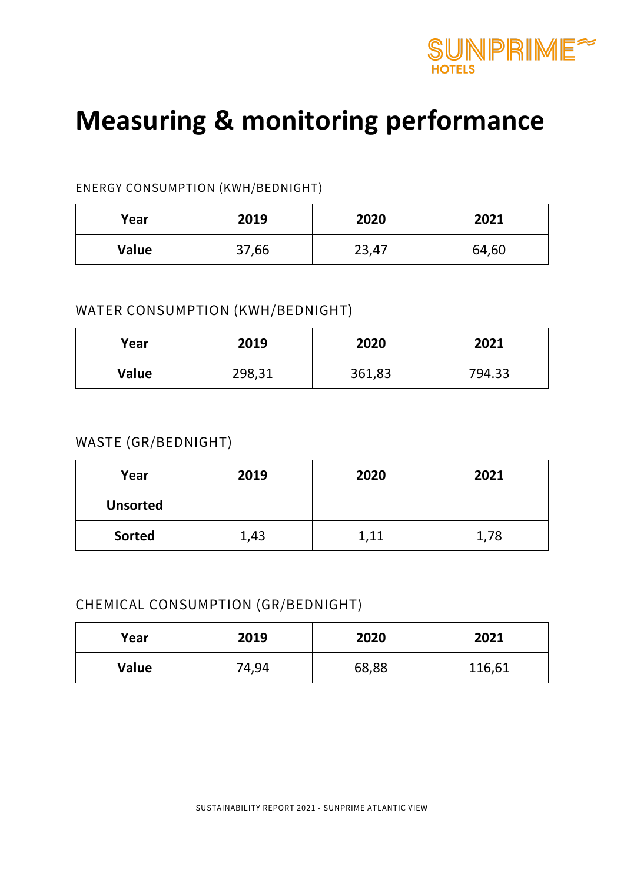# Measuring & monitoring performance

ENERGY CONSUMPTION (KWH/BEDNIGHT)

| Year | 2019 | 2020 | 2021 |
|---|---|---|---|
| Value | 37,66 | 23,47 | 64,60 |

WATER CONSUMPTION (KWH/BEDNIGHT)

| Year | 2019 | 2020 | 2021 |
|---|---|---|---|
| Value | 298,31 | 361,83 | 794.33 |

WASTE (GR/BEDNIGHT)

| Year | 2019 | 2020 | 2021 |
|---|---|---|---|
| Unsorted | | | |
| Sorted | 1,43 | 1,11 | 1,78 |

CHEMICAL CONSUMPTION (GR/BEDNIGHT)

| Year | 2019 | 2020 | 2021 |
|---|---|---|---|
| Value | 74,94 | 68,88 | 116,61 |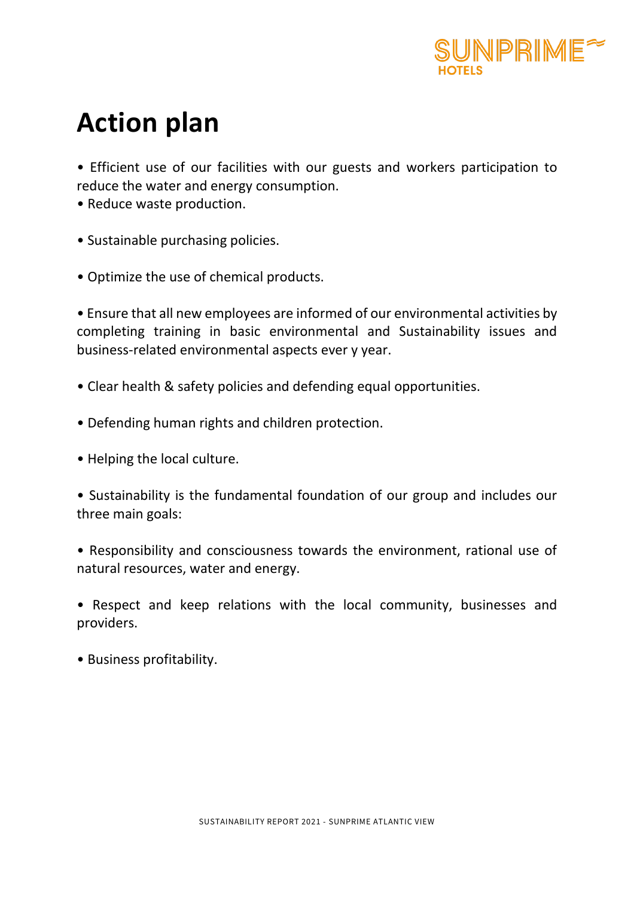# Action plan

- Efficient use of our facilities with our guests and workers participation to reduce the water and energy consumption.
- Reduce waste production.
- Sustainable purchasing policies.
- Optimize the use of chemical products.
- Ensure that all new employees are informed of our environmental activities by completing training in basic environmental and Sustainability issues and business-related environmental aspects ever y year.
- Clear health & safety policies and defending equal opportunities.
- Defending human rights and children protection.
- Helping the local culture.
- Sustainability is the fundamental foundation of our group and includes our three main goals:
- Responsibility and consciousness towards the environment, rational use of natural resources, water and energy.
- Respect and keep relations with the local community, businesses and providers.
- Business profitability.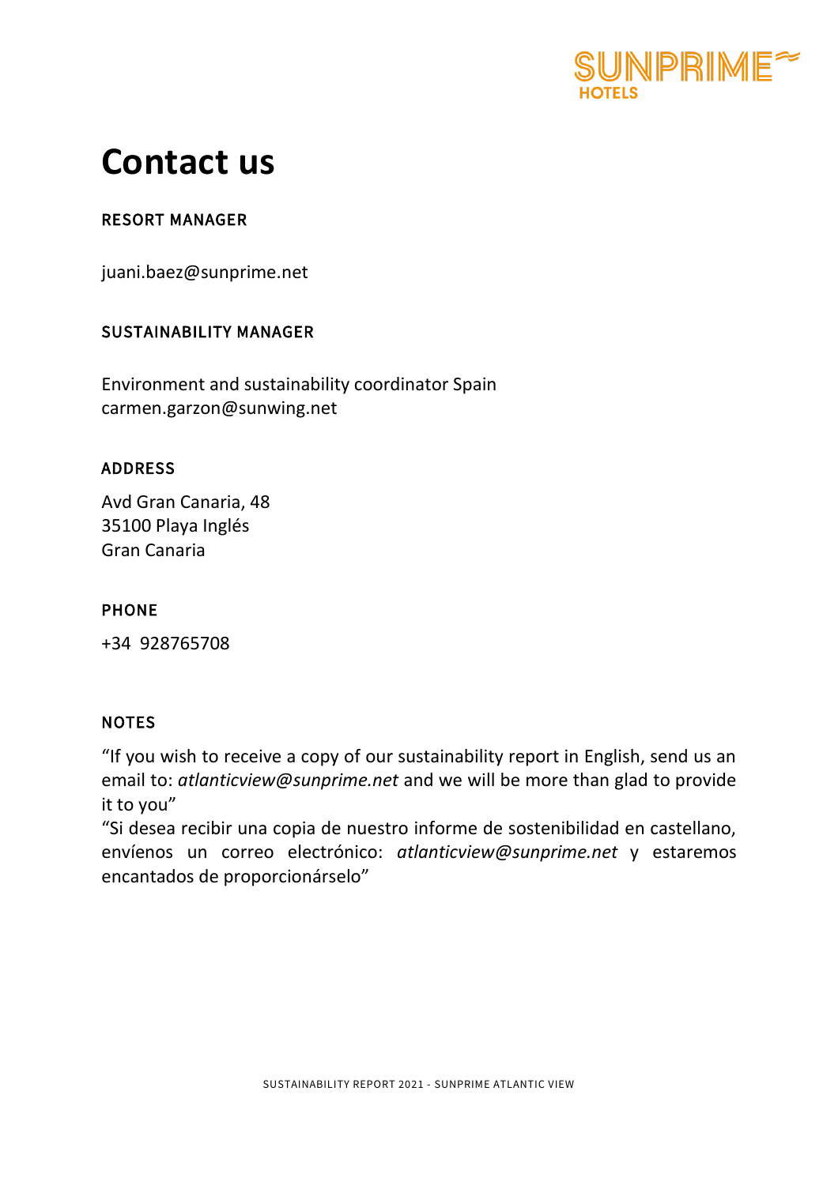# Contact us

## RESORT MANAGER

juani.baez@sunprime.net

## SUSTAINABILITY MANAGER

Environment and sustainability coordinator Spain
carmen.garzon@sunwing.net

## ADDRESS

Avd Gran Canaria, 48
35100 Playa Inglés
Gran Canaria

## PHONE

+34 928765708

## NOTES

"If you wish to receive a copy of our sustainability report in English, send us an email to: *atlanticview@sunprime.net* and we will be more than glad to provide it to you"
"Si desea recibir una copia de nuestro informe de sostenibilidad en castellano, envíenos un correo electrónico: *atlanticview@sunprime.net* y estaremos encantados de proporcionárselo"